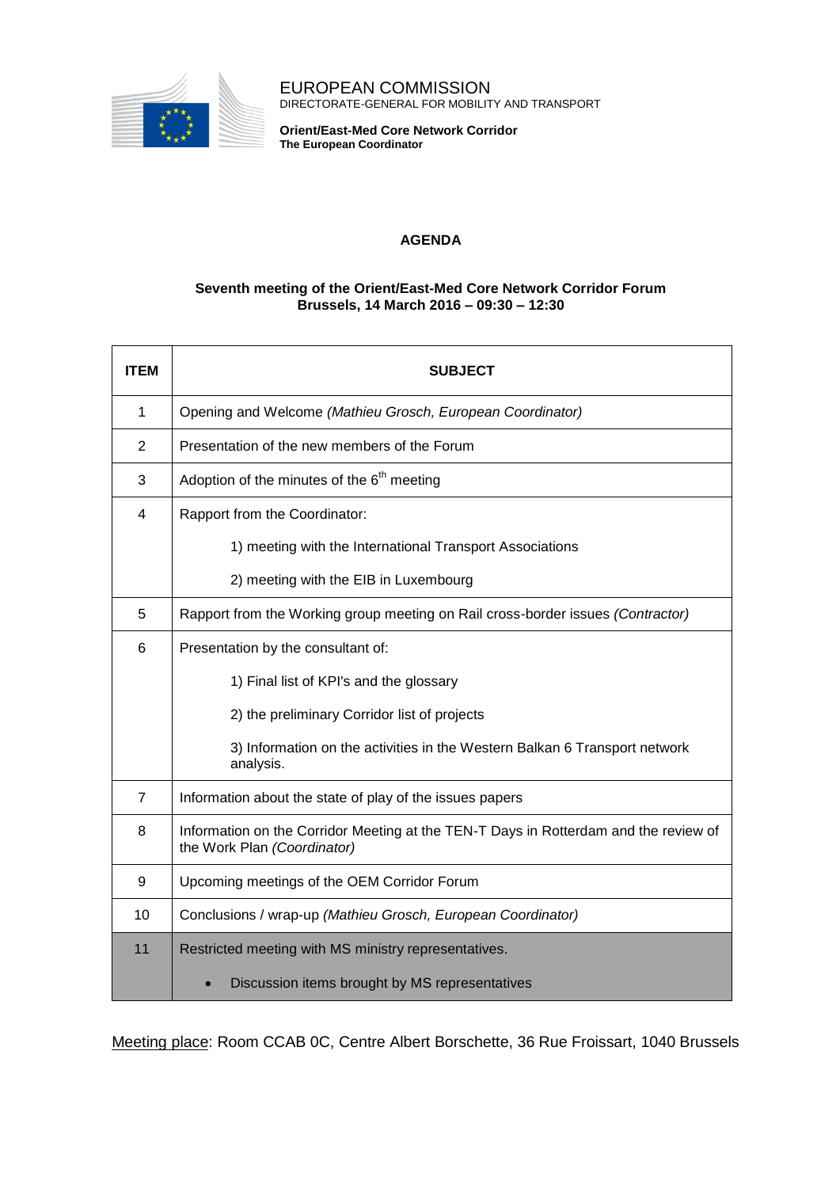EUROPEAN COMMISSION
DIRECTORATE-GENERAL FOR MOBILITY AND TRANSPORT

**Orient/East-Med Core Network Corridor**
**The European Coordinator**

# AGENDA

**Seventh meeting of the Orient/East-Med Core Network Corridor Forum**
**Brussels, 14 March 2016 – 09:30 – 12:30**

| ITEM | SUBJECT |
|---|---|
| 1 | Opening and Welcome *(Mathieu Grosch, European Coordinator)* |
| 2 | Presentation of the new members of the Forum |
| 3 | Adoption of the minutes of the 6th meeting |
| 4 | Rapport from the Coordinator:<br>1) meeting with the International Transport Associations<br>2) meeting with the EIB in Luxembourg |
| 5 | Rapport from the Working group meeting on Rail cross-border issues *(Contractor)* |
| 6 | Presentation by the consultant of:<br>1) Final list of KPI's and the glossary<br>2) the preliminary Corridor list of projects<br>3) Information on the activities in the Western Balkan 6 Transport network analysis. |
| 7 | Information about the state of play of the issues papers |
| 8 | Information on the Corridor Meeting at the TEN-T Days in Rotterdam and the review of the Work Plan *(Coordinator)* |
| 9 | Upcoming meetings of the OEM Corridor Forum |
| 10 | Conclusions / wrap-up *(Mathieu Grosch, European Coordinator)* |
| 11 | Restricted meeting with MS ministry representatives.<br>• Discussion items brought by MS representatives |

Meeting place: Room CCAB 0C, Centre Albert Borschette, 36 Rue Froissart, 1040 Brussels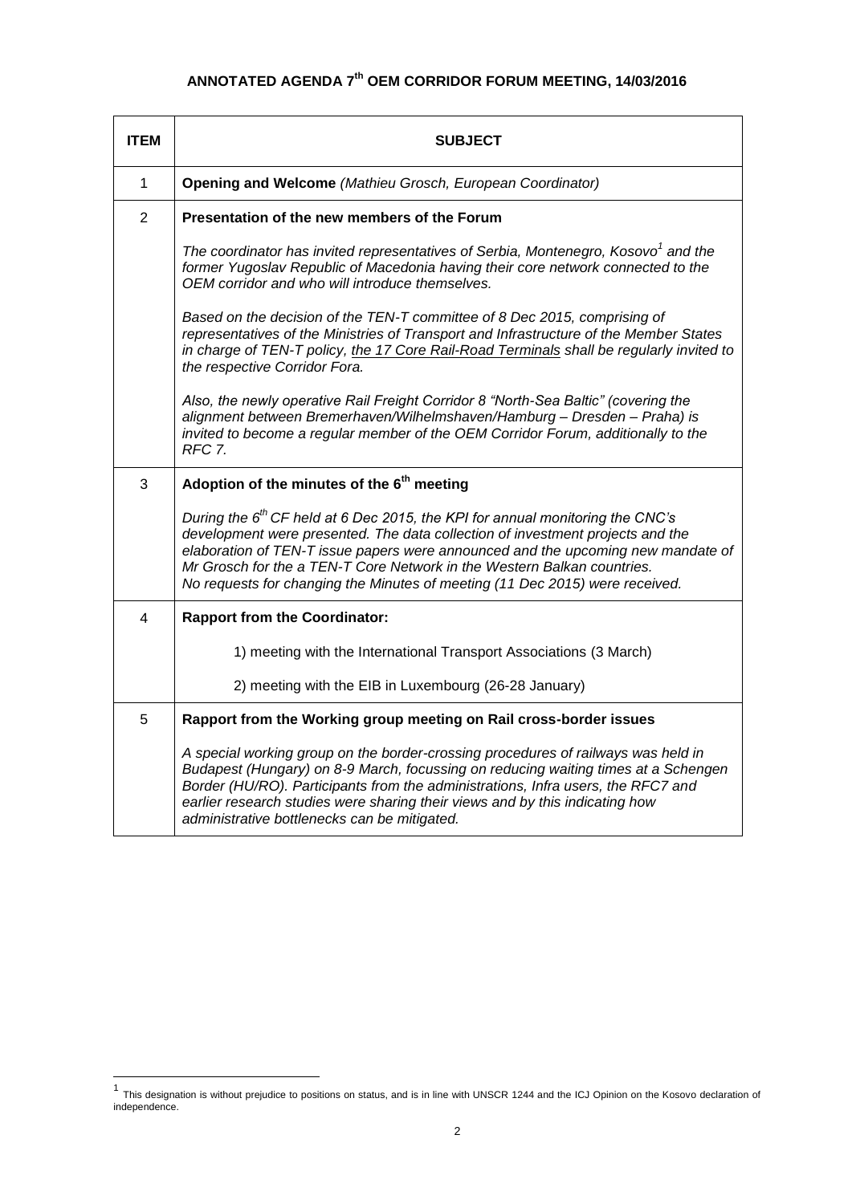# ANNOTATED AGENDA 7th OEM CORRIDOR FORUM MEETING, 14/03/2016

| ITEM | SUBJECT |
|---|---|
| 1 | **Opening and Welcome** *(Mathieu Grosch, European Coordinator)* |
| 2 | **Presentation of the new members of the Forum**<br><br>*The coordinator has invited representatives of Serbia, Montenegro, Kosovo[1] and the former Yugoslav Republic of Macedonia having their core network connected to the OEM corridor and who will introduce themselves.*<br><br>*Based on the decision of the TEN-T committee of 8 Dec 2015, comprising of representatives of the Ministries of Transport and Infrastructure of the Member States in charge of TEN-T policy, the 17 Core Rail-Road Terminals shall be regularly invited to the respective Corridor Fora.*<br><br>*Also, the newly operative Rail Freight Corridor 8 "North-Sea Baltic" (covering the alignment between Bremerhaven/Wilhelmshaven/Hamburg – Dresden – Praha) is invited to become a regular member of the OEM Corridor Forum, additionally to the RFC 7.* |
| 3 | **Adoption of the minutes of the 6th meeting**<br><br>*During the 6th CF held at 6 Dec 2015, the KPI for annual monitoring the CNC's development were presented. The data collection of investment projects and the elaboration of TEN-T issue papers were announced and the upcoming new mandate of Mr Grosch for the a TEN-T Core Network in the Western Balkan countries.*<br>*No requests for changing the Minutes of meeting (11 Dec 2015) were received.* |
| 4 | **Rapport from the Coordinator:**<br><br>1) meeting with the International Transport Associations (3 March)<br><br>2) meeting with the EIB in Luxembourg (26-28 January) |
| 5 | **Rapport from the Working group meeting on Rail cross-border issues**<br><br>*A special working group on the border-crossing procedures of railways was held in Budapest (Hungary) on 8-9 March, focussing on reducing waiting times at a Schengen Border (HU/RO). Participants from the administrations, Infra users, the RFC7 and earlier research studies were sharing their views and by this indicating how administrative bottlenecks can be mitigated.* |

[1] This designation is without prejudice to positions on status, and is in line with UNSCR 1244 and the ICJ Opinion on the Kosovo declaration of independence.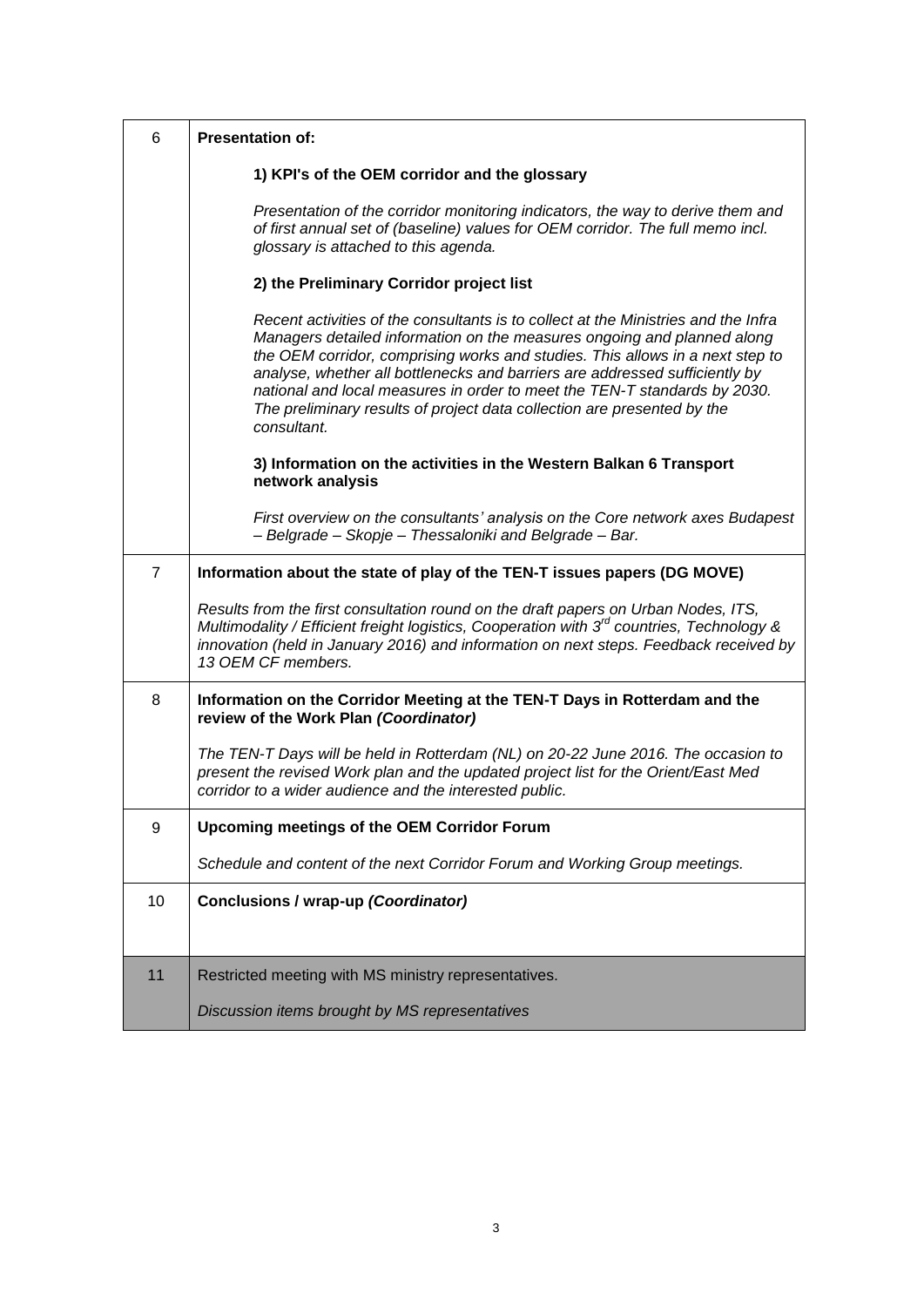| | |
|---|---|
| 6 | **Presentation of:**<br><br>**1) KPI's of the OEM corridor and the glossary**<br><br>*Presentation of the corridor monitoring indicators, the way to derive them and of first annual set of (baseline) values for OEM corridor. The full memo incl. glossary is attached to this agenda.*<br><br>**2) the Preliminary Corridor project list**<br><br>*Recent activities of the consultants is to collect at the Ministries and the Infra Managers detailed information on the measures ongoing and planned along the OEM corridor, comprising works and studies. This allows in a next step to analyse, whether all bottlenecks and barriers are addressed sufficiently by national and local measures in order to meet the TEN-T standards by 2030. The preliminary results of project data collection are presented by the consultant.*<br><br>**3) Information on the activities in the Western Balkan 6 Transport network analysis**<br><br>*First overview on the consultants' analysis on the Core network axes Budapest – Belgrade – Skopje – Thessaloniki and Belgrade – Bar.* |
| 7 | **Information about the state of play of the TEN-T issues papers (DG MOVE)**<br><br>*Results from the first consultation round on the draft papers on Urban Nodes, ITS, Multimodality / Efficient freight logistics, Cooperation with 3rd countries, Technology & innovation (held in January 2016) and information on next steps. Feedback received by 13 OEM CF members.* |
| 8 | **Information on the Corridor Meeting at the TEN-T Days in Rotterdam and the review of the Work Plan *(Coordinator)***<br><br>*The TEN-T Days will be held in Rotterdam (NL) on 20-22 June 2016. The occasion to present the revised Work plan and the updated project list for the Orient/East Med corridor to a wider audience and the interested public.* |
| 9 | **Upcoming meetings of the OEM Corridor Forum**<br><br>*Schedule and content of the next Corridor Forum and Working Group meetings.* |
| 10 | **Conclusions / wrap-up *(Coordinator)*** |
| 11 | Restricted meeting with MS ministry representatives.<br><br>*Discussion items brought by MS representatives* |